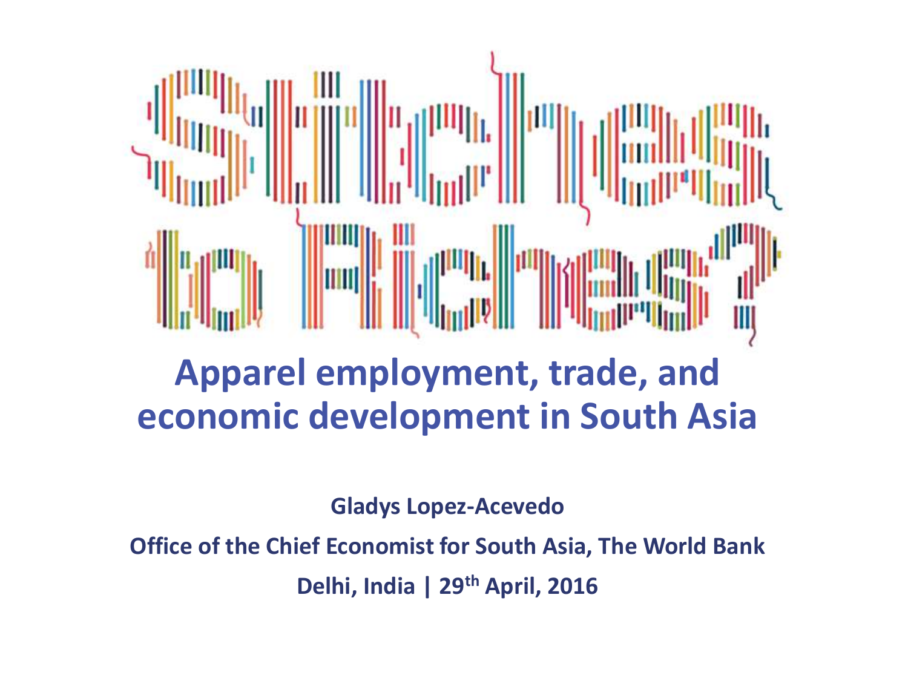# Stitches to Riches?

## Apparel employment, trade, and economic development in South Asia

**Gladys Lopez-Acevedo**

**Office of the Chief Economist for South Asia, The World Bank**

**Delhi, India | 29th April, 2016**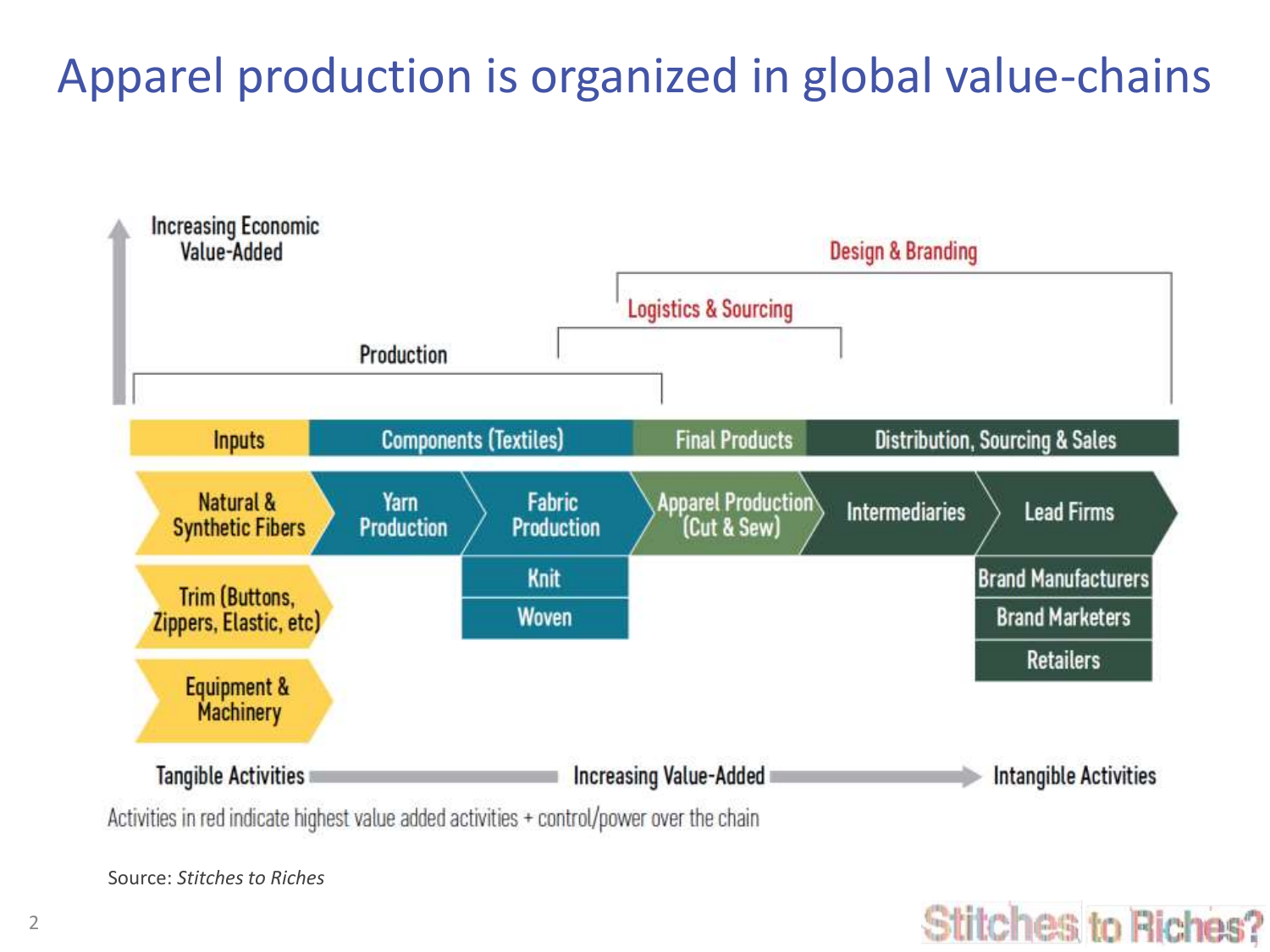# Apparel production is organized in global value-chains

Increasing Economic Value-Added

Design & Branding

Logistics & Sourcing

Production

| Inputs | Components (Textiles) | | Final Products | Distribution, Sourcing & Sales | |
|---|---|---|---|---|---|
| Natural & Synthetic Fibers | Yarn Production | Fabric Production | Apparel Production (Cut & Sew) | Intermediaries | Lead Firms |
| Trim (Buttons, Zippers, Elastic, etc) | | Knit | | | Brand Manufacturers |
| Equipment & Machinery | | Woven | | | Brand Marketers |
| | | | | | Retailers |

Tangible Activities → Increasing Value-Added → Intangible Activities

Activities in red indicate highest value added activities + control/power over the chain

Source: *Stitches to Riches*

Stitches to Riches?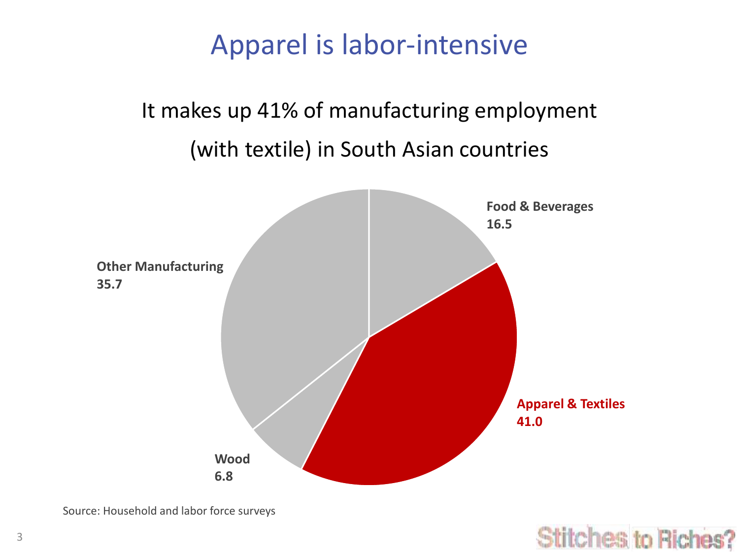# Apparel is labor-intensive

It makes up 41% of manufacturing employment (with textile) in South Asian countries

| Sector | Share |
| --- | --- |
| Food & Beverages | 16.5 |
| Apparel & Textiles | 41.0 |
| Wood | 6.8 |
| Other Manufacturing | 35.7 |

Source: Household and labor force surveys

Stitches to Riches?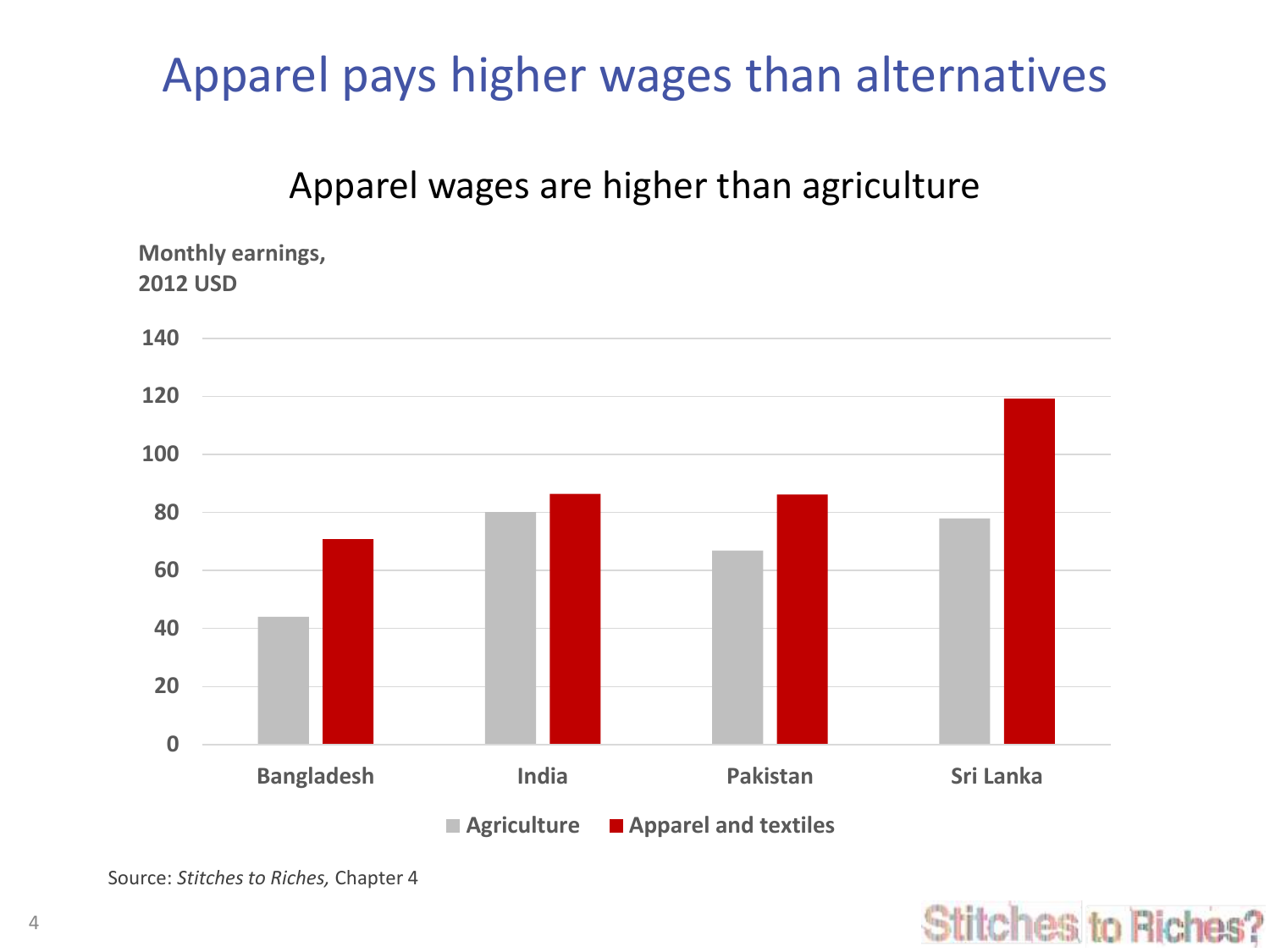# Apparel pays higher wages than alternatives

Apparel wages are higher than agriculture

Monthly earnings, 2012 USD

| | Agriculture | Apparel and textiles |
|---|---|---|
| Bangladesh | 44 | 71 |
| India | 80 | 86 |
| Pakistan | 67 | 86 |
| Sri Lanka | 78 | 119 |

Source: *Stitches to Riches,* Chapter 4

Stitches to Riches?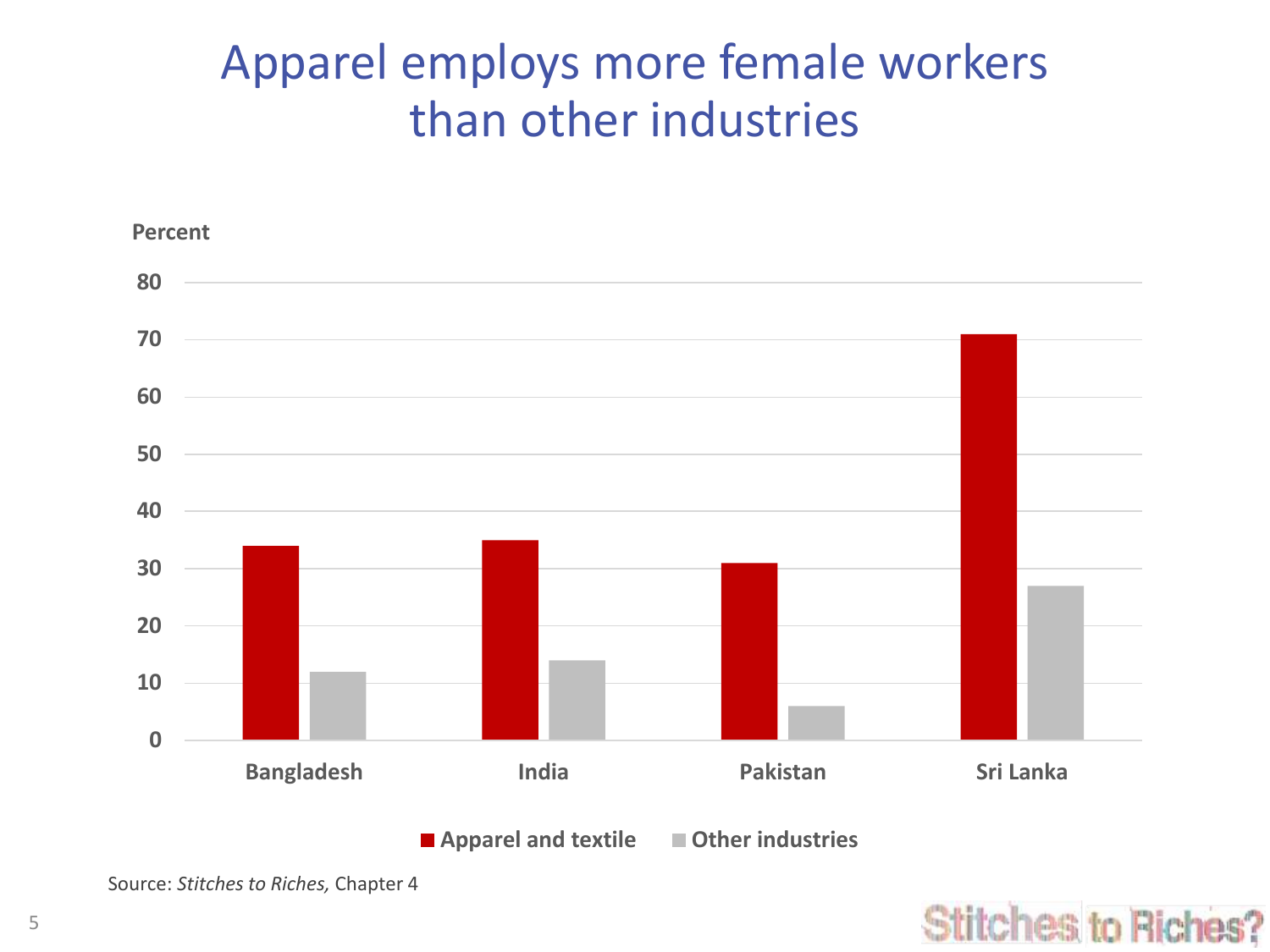# Apparel employs more female workers than other industries

Percent

| Country | Apparel and textile | Other industries |
|---|---|---|
| Bangladesh | 34 | 12 |
| India | 35 | 14 |
| Pakistan | 31 | 6 |
| Sri Lanka | 71 | 27 |

Source: *Stitches to Riches,* Chapter 4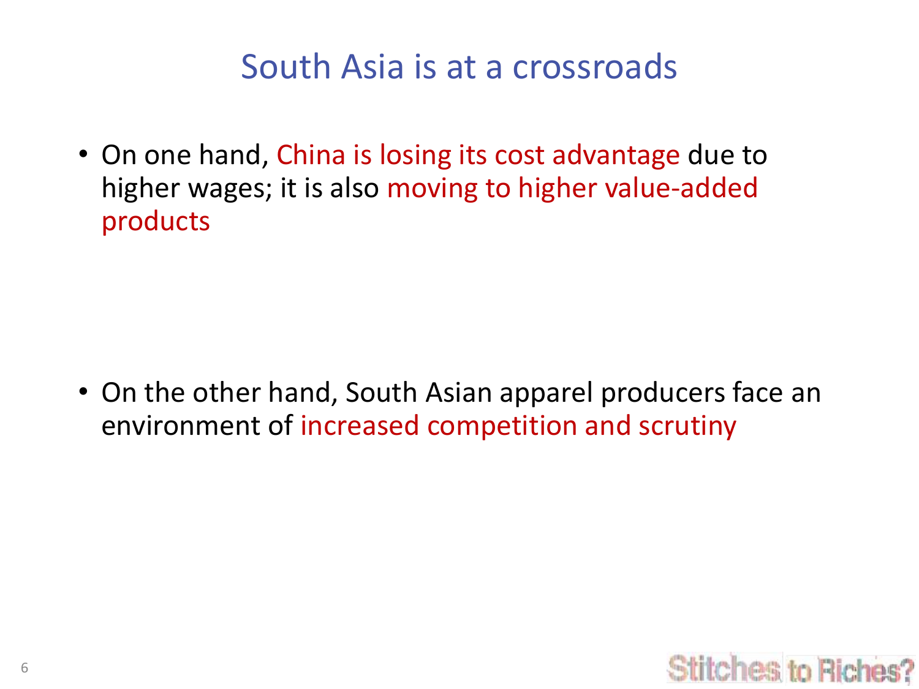# South Asia is at a crossroads

- On one hand, China is losing its cost advantage due to higher wages; it is also moving to higher value-added products

- On the other hand, South Asian apparel producers face an environment of increased competition and scrutiny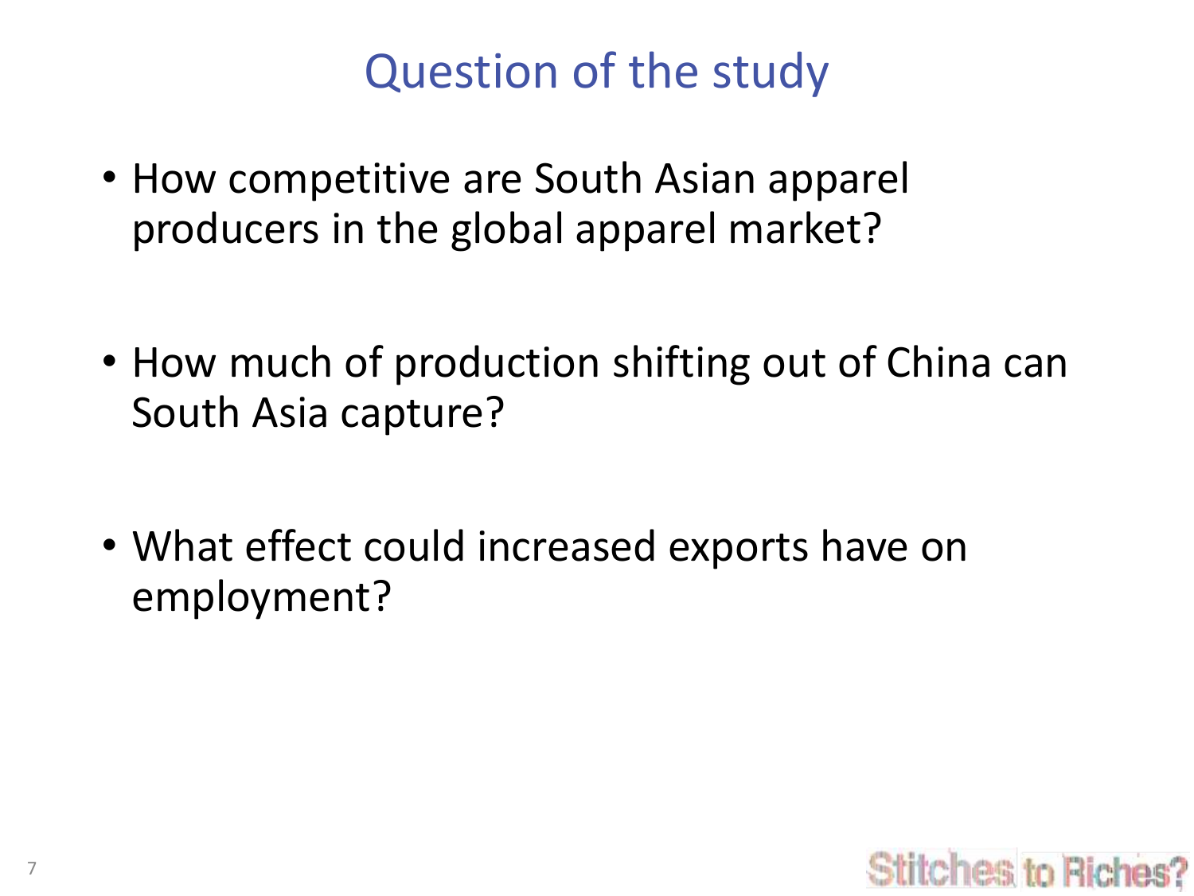# Question of the study

- How competitive are South Asian apparel producers in the global apparel market?
- How much of production shifting out of China can South Asia capture?
- What effect could increased exports have on employment?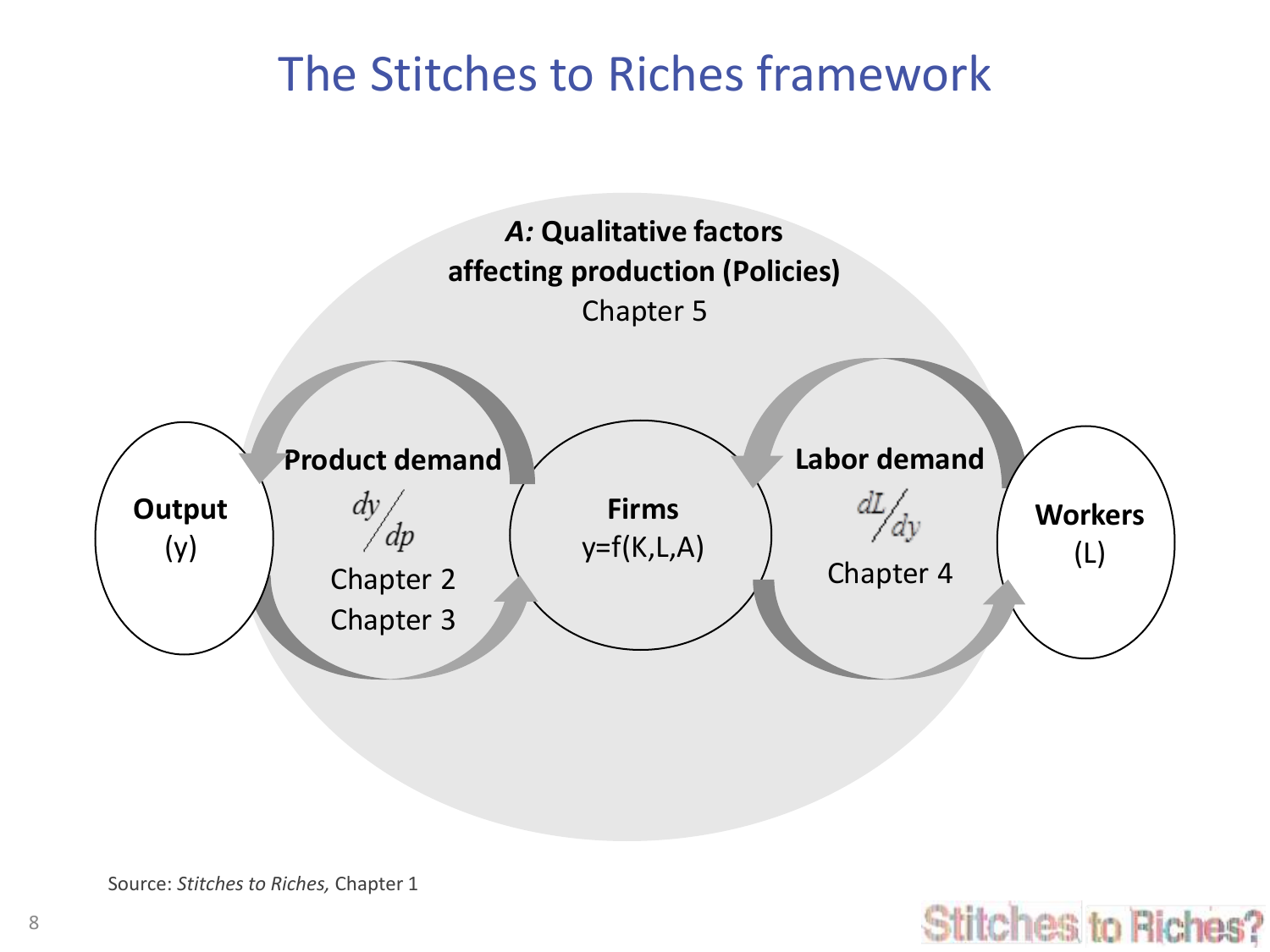# The Stitches to Riches framework

*A:* **Qualitative factors affecting production (Policies)**
Chapter 5

**Output**
(y)

**Product demand**
$dy/dp$
Chapter 2
Chapter 3

**Firms**
y=f(K,L,A)

**Labor demand**
$dL/dy$
Chapter 4

**Workers**
(L)

Source: *Stitches to Riches,* Chapter 1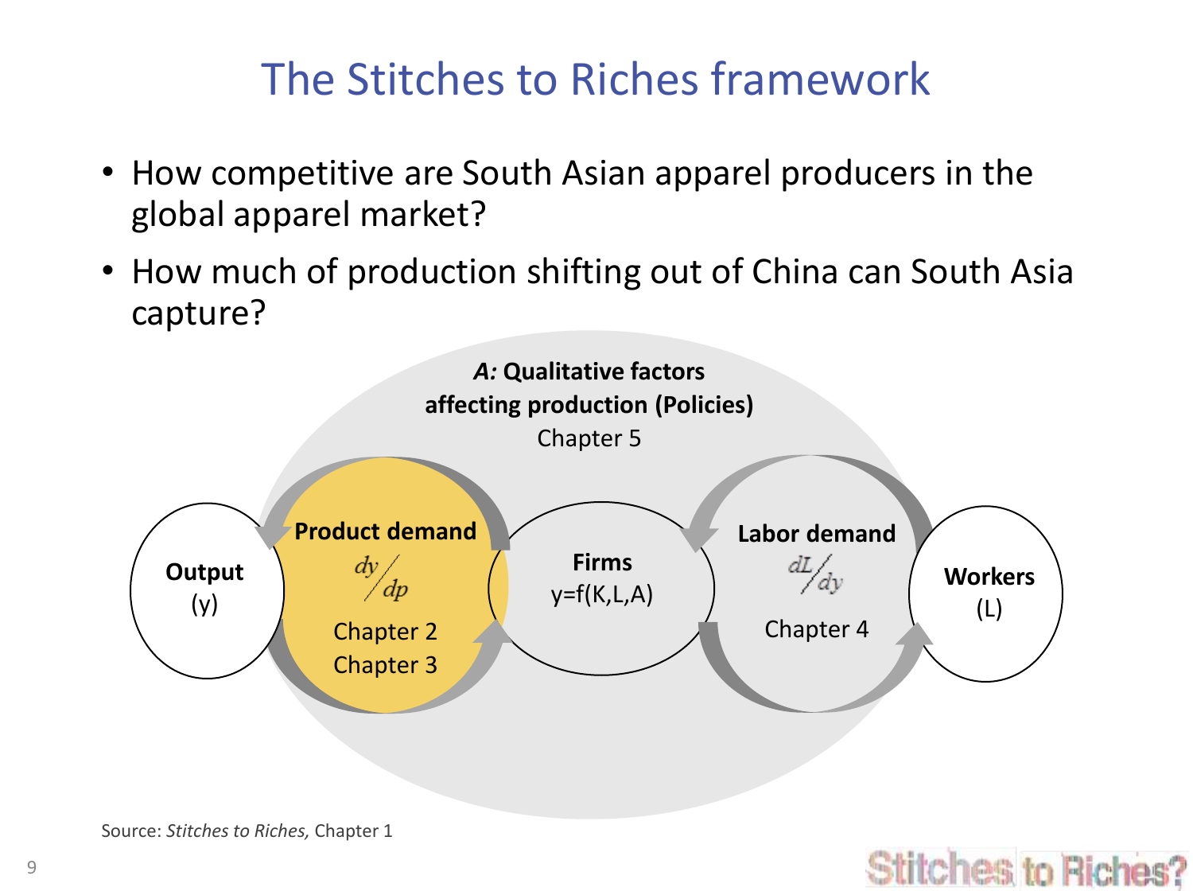# The Stitches to Riches framework

- How competitive are South Asian apparel producers in the global apparel market?
- How much of production shifting out of China can South Asia capture?

***A:* Qualitative factors affecting production (Policies)**
Chapter 5

**Output**
(y)

**Product demand**
$dy/dp$
Chapter 2
Chapter 3

**Firms**
y=f(K,L,A)

**Labor demand**
$dL/dy$
Chapter 4

**Workers**
(L)

Source: *Stitches to Riches,* Chapter 1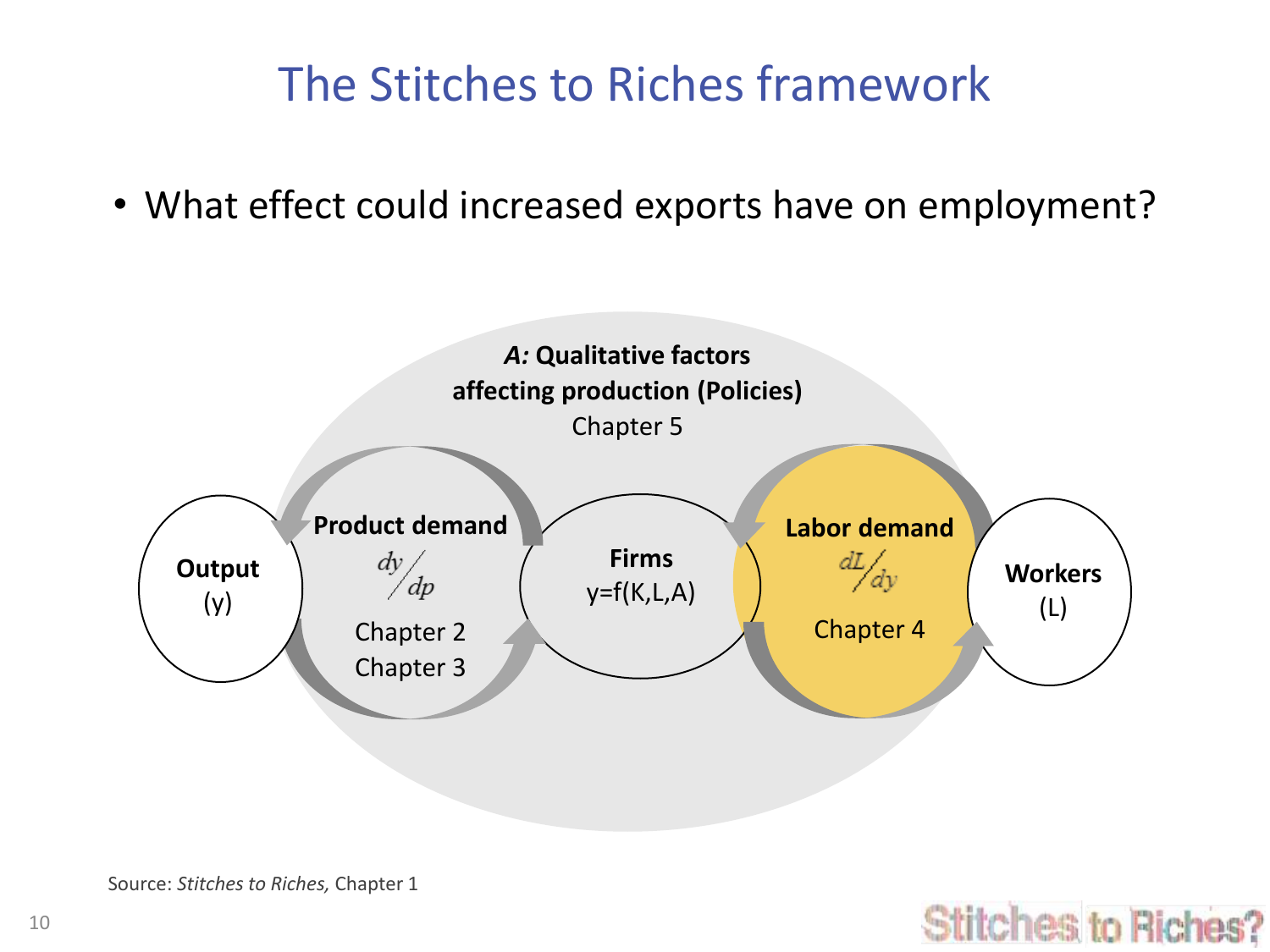# The Stitches to Riches framework

- What effect could increased exports have on employment?

***A:* Qualitative factors affecting production (Policies)**
Chapter 5

**Output**
(y)

**Product demand**
$dy/dp$
Chapter 2
Chapter 3

**Firms**
y=f(K,L,A)

**Labor demand**
$dL/dy$
Chapter 4

**Workers**
(L)

Source: *Stitches to Riches,* Chapter 1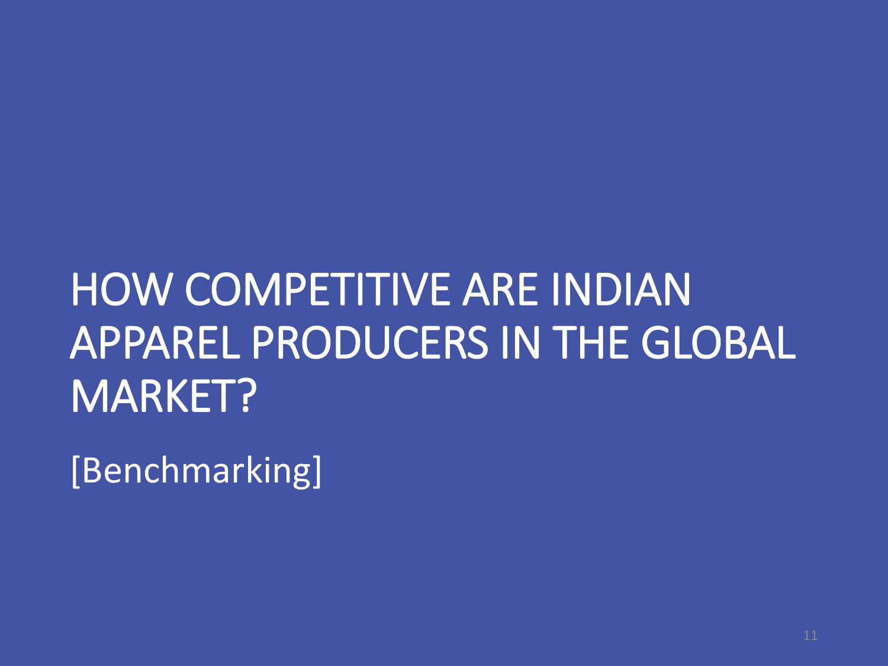# HOW COMPETITIVE ARE INDIAN APPAREL PRODUCERS IN THE GLOBAL MARKET?

[Benchmarking]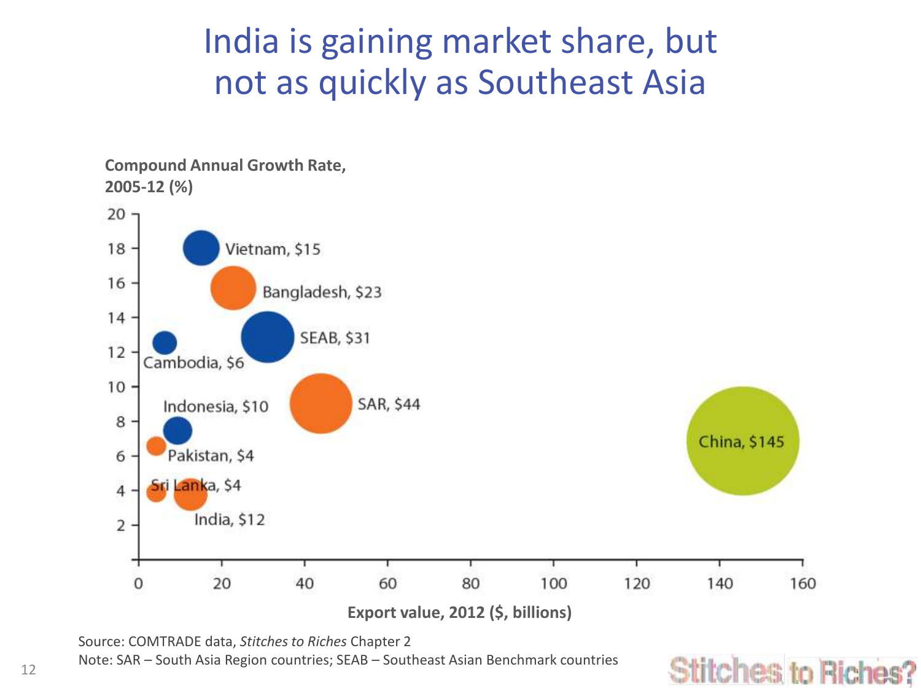# India is gaining market share, but not as quickly as Southeast Asia

Compound Annual Growth Rate, 2005-12 (%)

| Country/Region | Export value, 2012 ($, billions) |
|---|---|
| Vietnam | $15 |
| Bangladesh | $23 |
| SEAB | $31 |
| Cambodia | $6 |
| Indonesia | $10 |
| SAR | $44 |
| Pakistan | $4 |
| Sri Lanka | $4 |
| India | $12 |
| China | $145 |

Export value, 2012 ($, billions)

Source: COMTRADE data, *Stitches to Riches* Chapter 2

Note: SAR – South Asia Region countries; SEAB – Southeast Asian Benchmark countries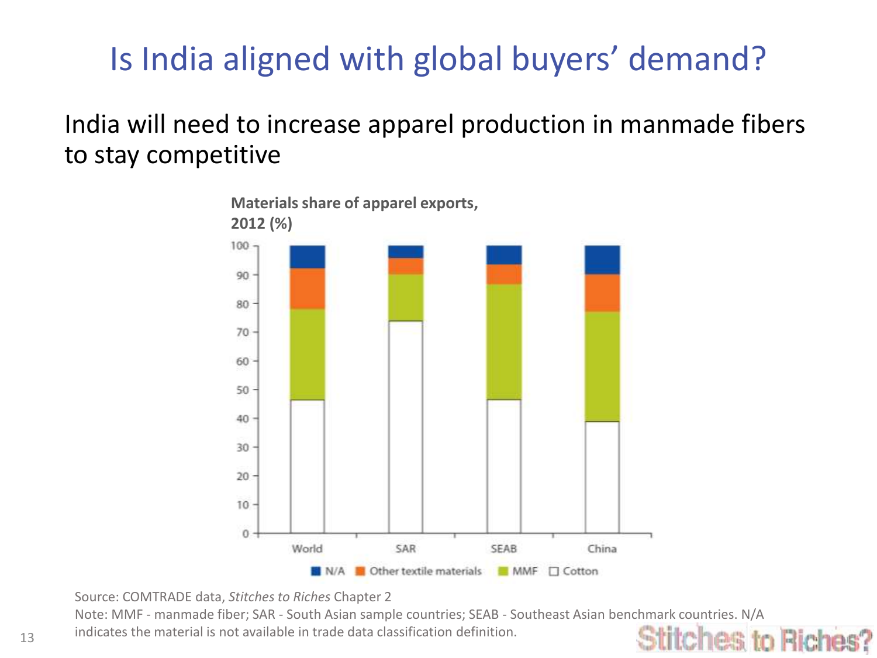# Is India aligned with global buyers' demand?

India will need to increase apparel production in manmade fibers to stay competitive

**Materials share of apparel exports, 2012 (%)**

Source: COMTRADE data, *Stitches to Riches* Chapter 2

Note: MMF - manmade fiber; SAR - South Asian sample countries; SEAB - Southeast Asian benchmark countries. N/A indicates the material is not available in trade data classification definition.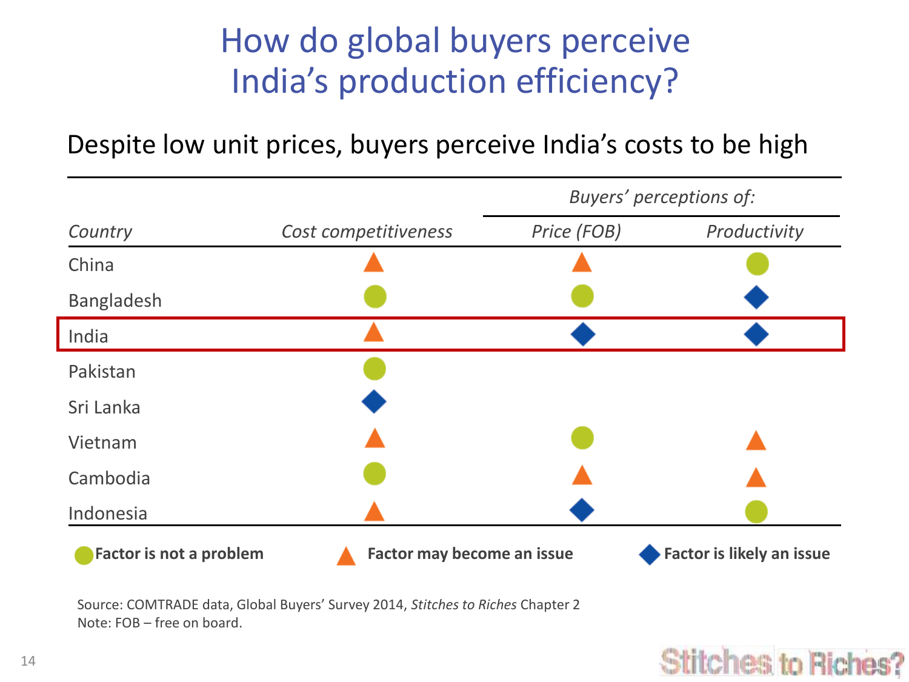# How do global buyers perceive India's production efficiency?

Despite low unit prices, buyers perceive India's costs to be high

| *Country* | *Cost competitiveness* | *Buyers' perceptions of:* | |
|---|---|---|---|
| | | *Price (FOB)* | *Productivity* |
| China | ▲ | ▲ | ● |
| Bangladesh | ● | ● | ◆ |
| India | ▲ | ◆ | ◆ |
| Pakistan | ● | | |
| Sri Lanka | ◆ | | |
| Vietnam | ▲ | ● | ▲ |
| Cambodia | ● | ▲ | ▲ |
| Indonesia | ▲ | ◆ | ● |

● **Factor is not a problem** ▲ **Factor may become an issue** ◆ **Factor is likely an issue**

Source: COMTRADE data, Global Buyers' Survey 2014, *Stitches to Riches* Chapter 2
Note: FOB – free on board.

Stitches to Riches?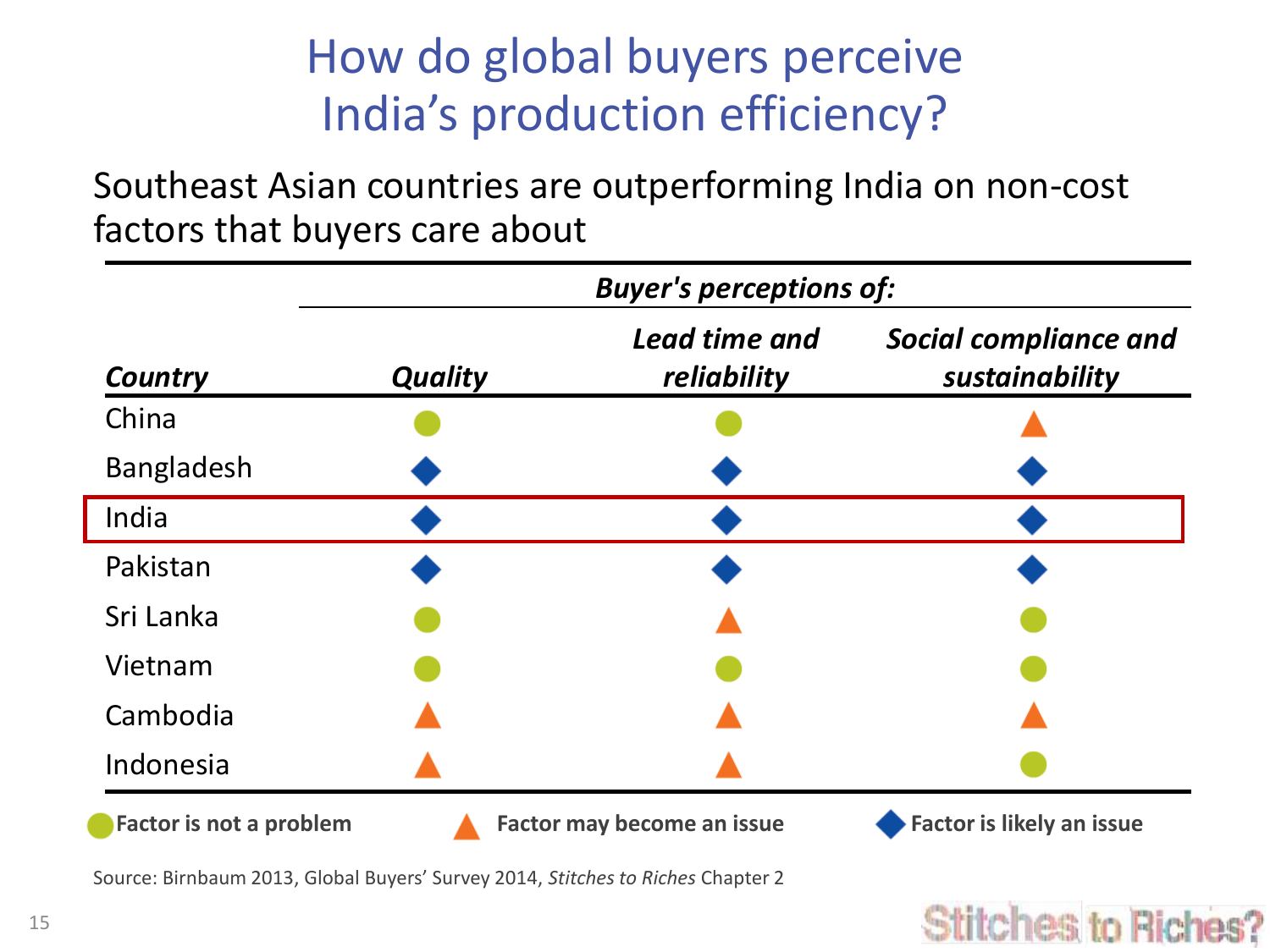# How do global buyers perceive India's production efficiency?

Southeast Asian countries are outperforming India on non-cost factors that buyers care about

| | *Buyer's perceptions of:* | | |
|---|---|---|---|
| ***Country*** | ***Quality*** | ***Lead time and reliability*** | ***Social compliance and sustainability*** |
| China | ● | ● | ▲ |
| Bangladesh | ◆ | ◆ | ◆ |
| India | ◆ | ◆ | ◆ |
| Pakistan | ◆ | ◆ | ◆ |
| Sri Lanka | ● | ▲ | ● |
| Vietnam | ● | ● | ● |
| Cambodia | ▲ | ▲ | ▲ |
| Indonesia | ▲ | ▲ | ● |

● **Factor is not a problem** ▲ **Factor may become an issue** ◆ **Factor is likely an issue**

Source: Birnbaum 2013, Global Buyers' Survey 2014, *Stitches to Riches* Chapter 2

Stitches to Riches?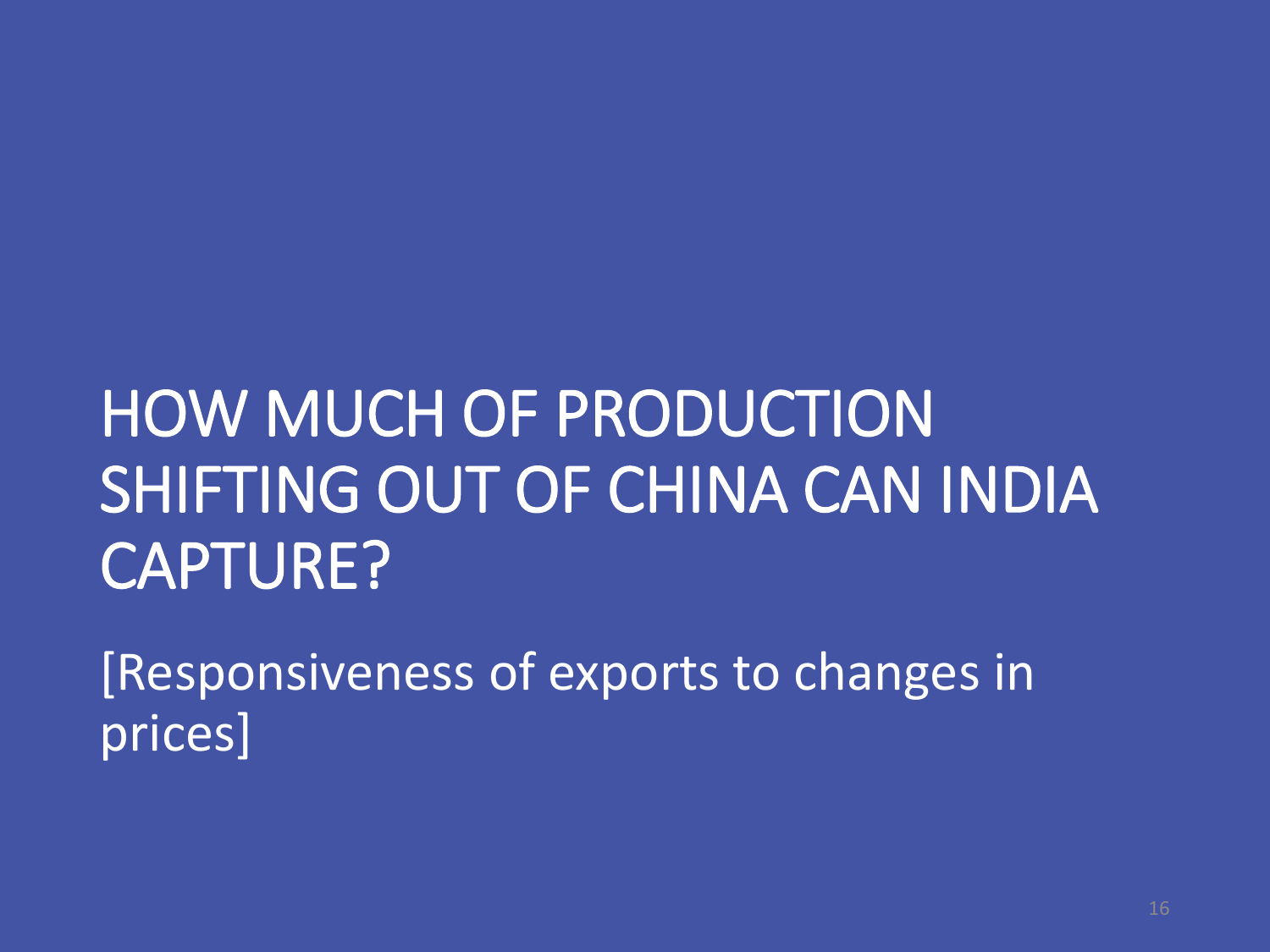# HOW MUCH OF PRODUCTION SHIFTING OUT OF CHINA CAN INDIA CAPTURE?

[Responsiveness of exports to changes in prices]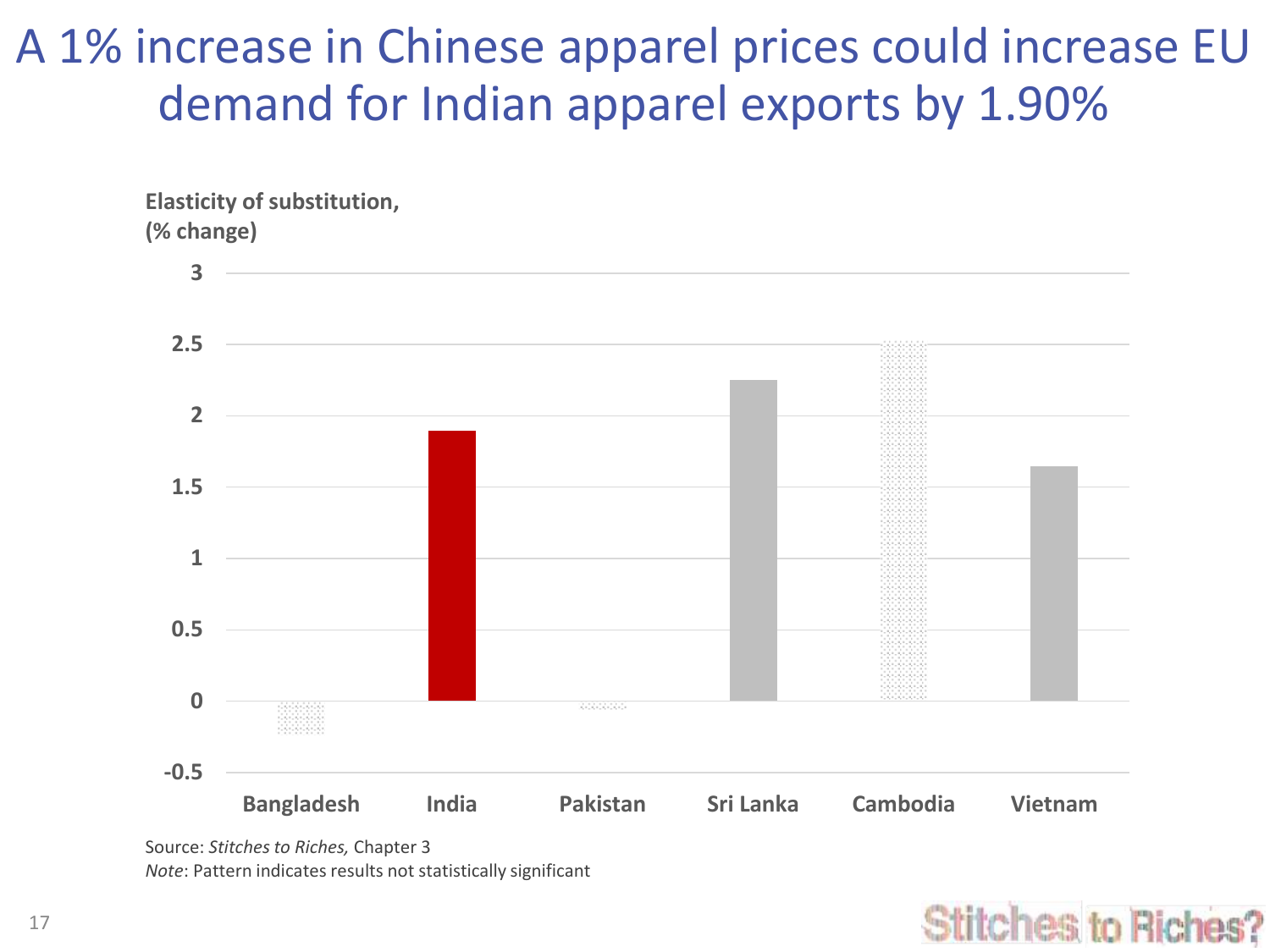# A 1% increase in Chinese apparel prices could increase EU demand for Indian apparel exports by 1.90%

Elasticity of substitution, (% change)

3
2.5
2
1.5
1
0.5
0
-0.5

Bangladesh India Pakistan Sri Lanka Cambodia Vietnam

Source: *Stitches to Riches,* Chapter 3

*Note*: Pattern indicates results not statistically significant

Stitches to Riches?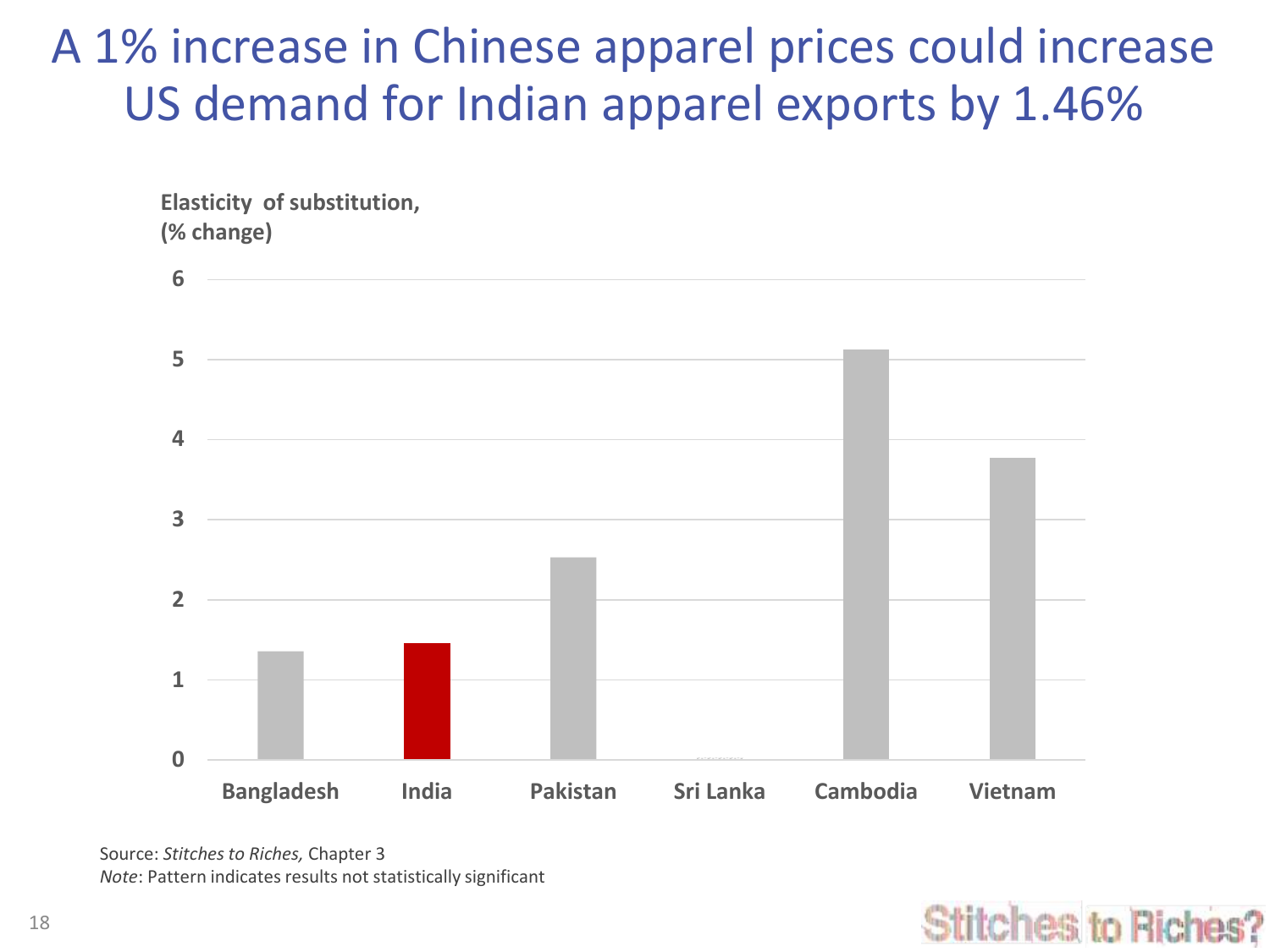# A 1% increase in Chinese apparel prices could increase US demand for Indian apparel exports by 1.46%

**Elasticity of substitution, (% change)**

| Country | Elasticity of substitution (% change) |
|---|---|
| Bangladesh | ~1.36 |
| India | 1.46 |
| Pakistan | ~2.53 |
| Sri Lanka | ~0 |
| Cambodia | ~5.13 |
| Vietnam | ~3.77 |

Source: *Stitches to Riches,* Chapter 3

*Note*: Pattern indicates results not statistically significant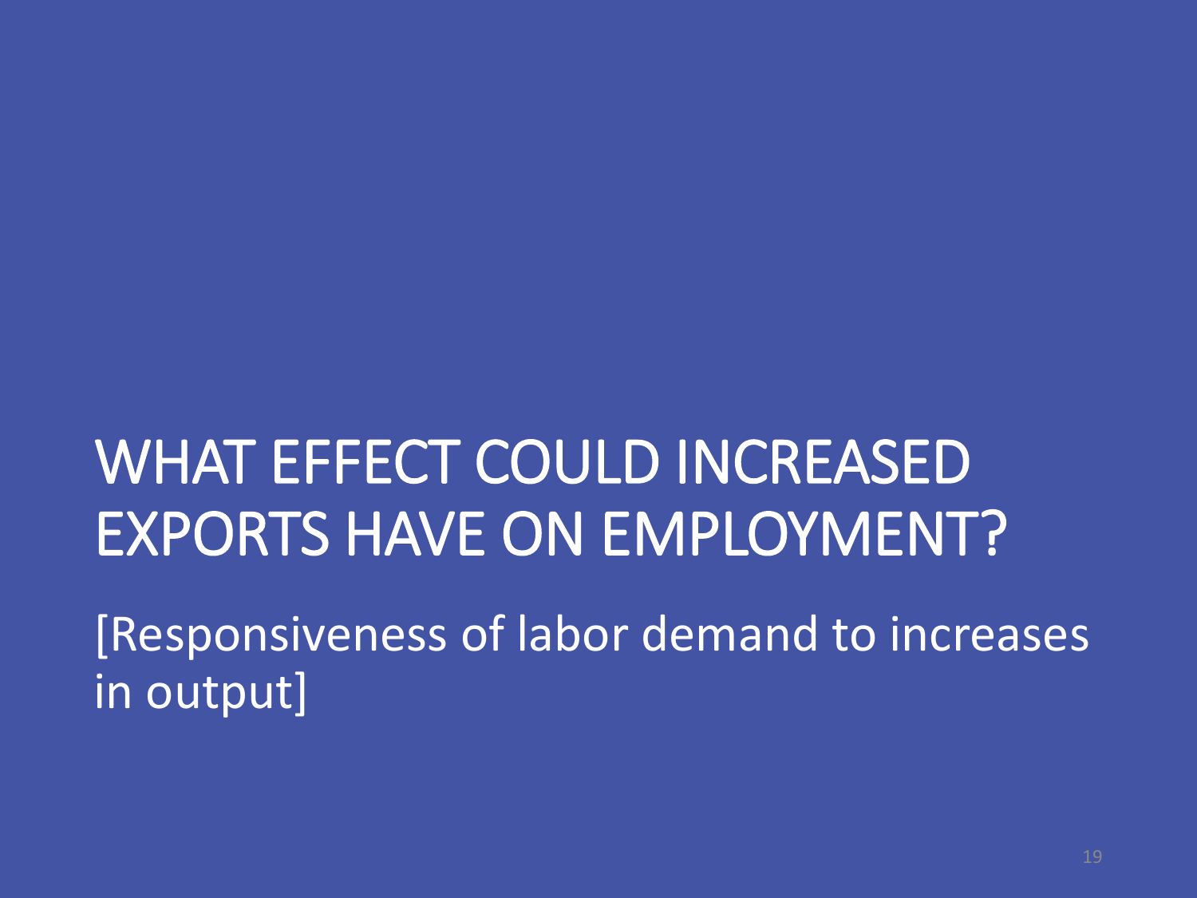# WHAT EFFECT COULD INCREASED EXPORTS HAVE ON EMPLOYMENT?

[Responsiveness of labor demand to increases in output]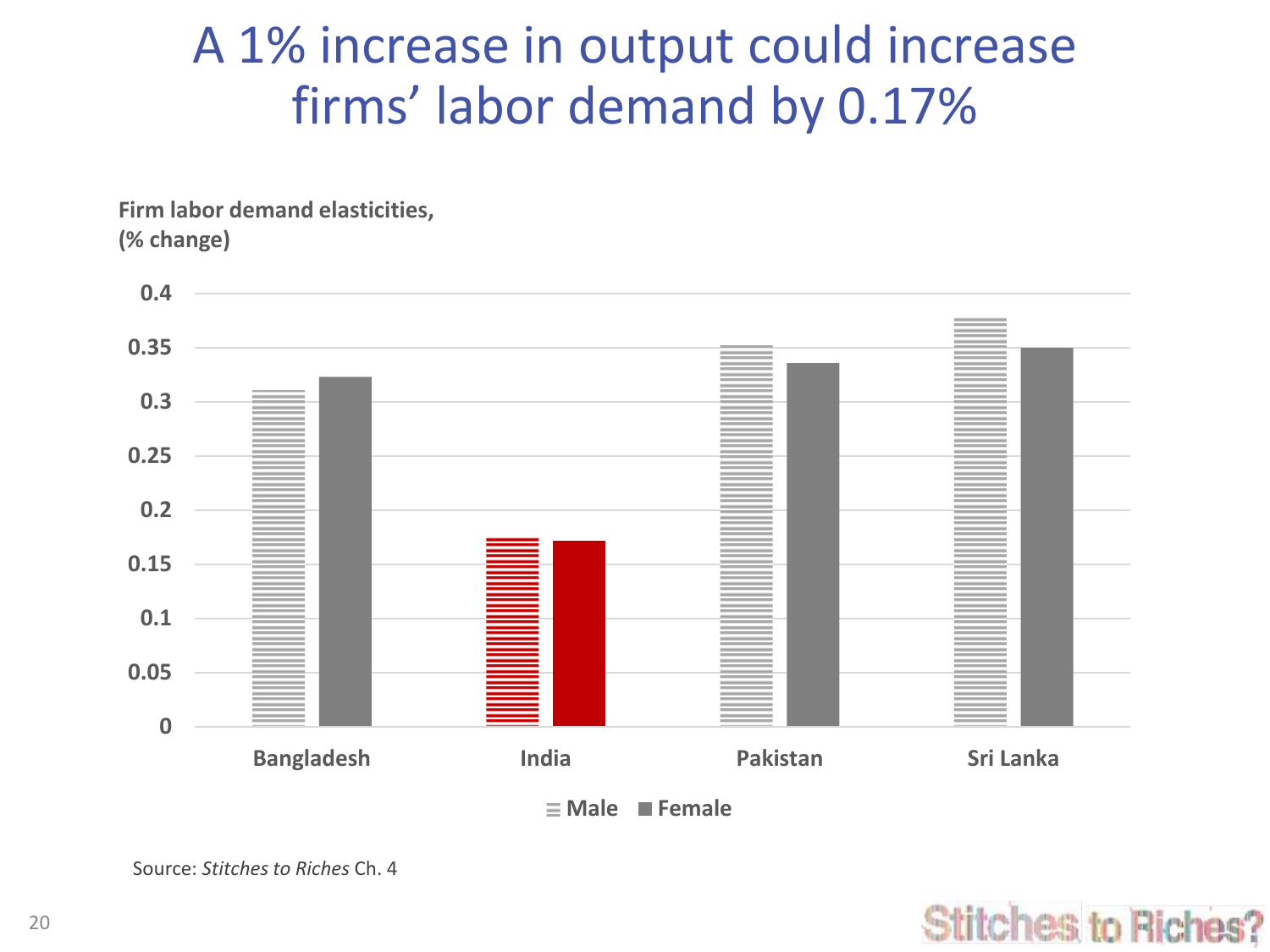# A 1% increase in output could increase firms' labor demand by 0.17%

Firm labor demand elasticities, (% change)

Source: *Stitches to Riches* Ch. 4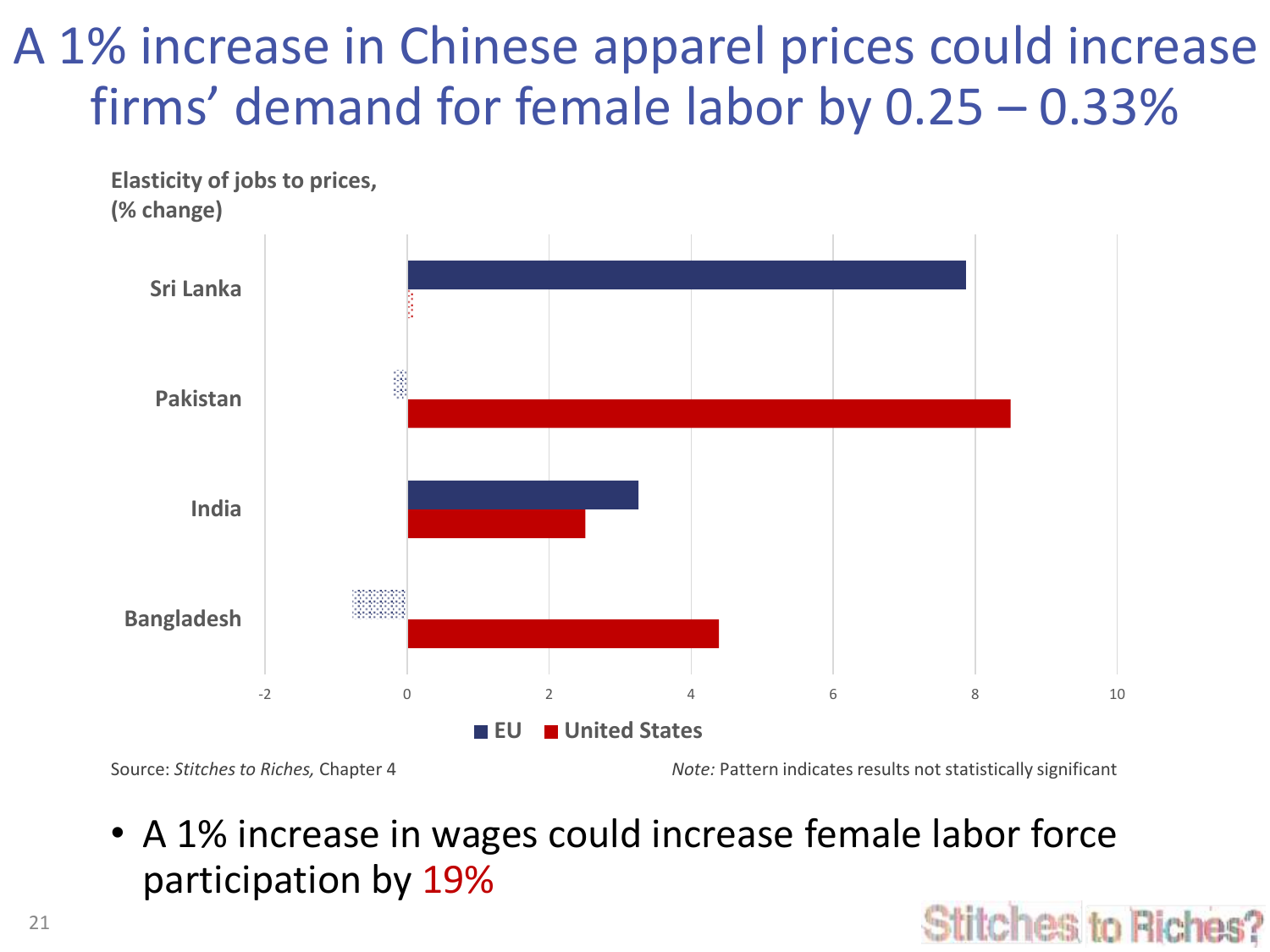# A 1% increase in Chinese apparel prices could increase firms' demand for female labor by 0.25 – 0.33%

**Elasticity of jobs to prices, (% change)**

Sri Lanka, Pakistan, India, Bangladesh

-2, 0, 2, 4, 6, 8, 10

■ EU ■ United States

Source: *Stitches to Riches,* Chapter 4

*Note:* Pattern indicates results not statistically significant

- A 1% increase in wages could increase female labor force participation by 19%

Stitches to Riches?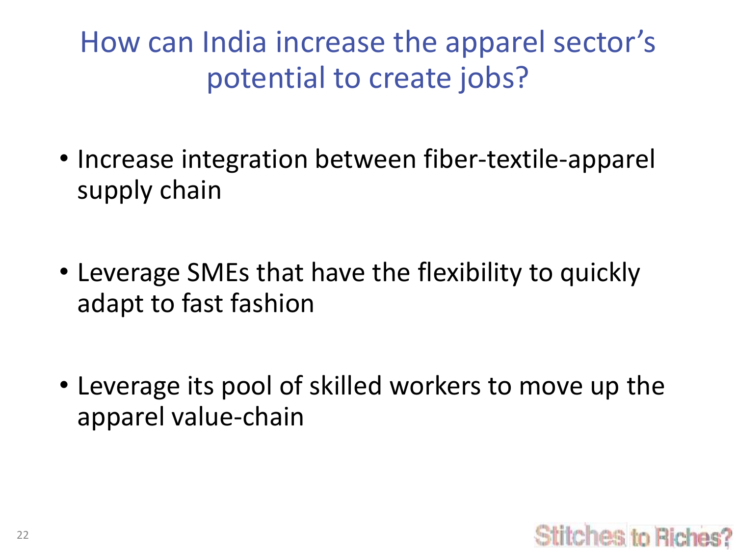# How can India increase the apparel sector's potential to create jobs?

- Increase integration between fiber-textile-apparel supply chain
- Leverage SMEs that have the flexibility to quickly adapt to fast fashion
- Leverage its pool of skilled workers to move up the apparel value-chain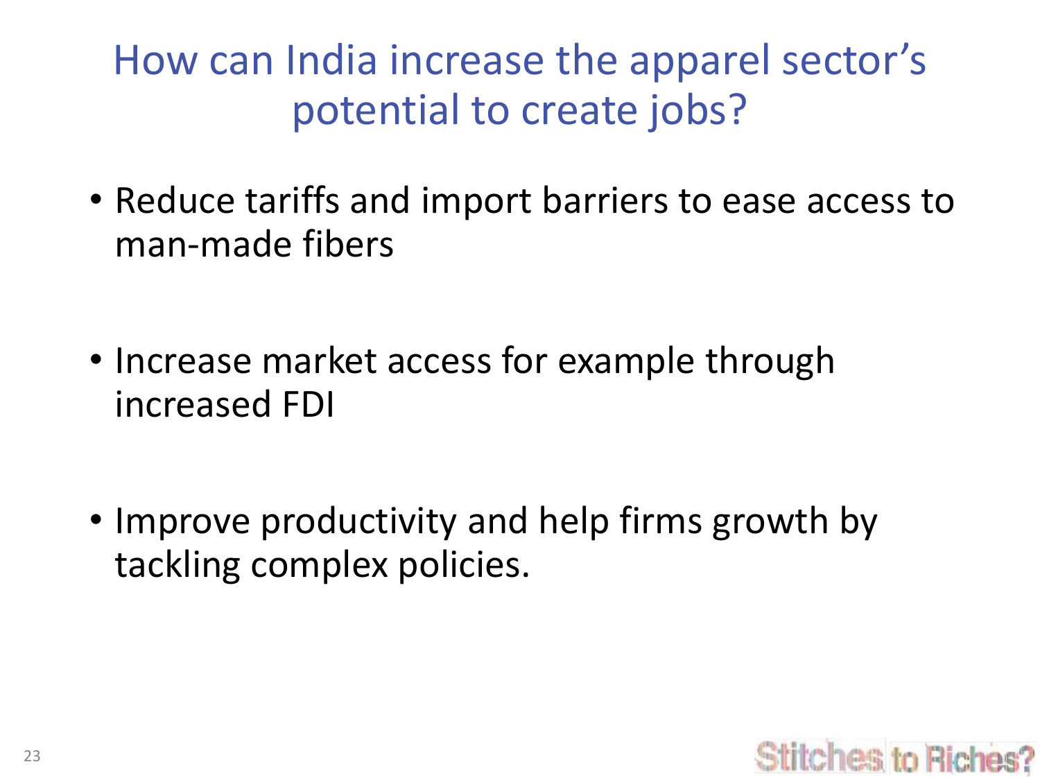# How can India increase the apparel sector's potential to create jobs?

- Reduce tariffs and import barriers to ease access to man-made fibers
- Increase market access for example through increased FDI
- Improve productivity and help firms growth by tackling complex policies.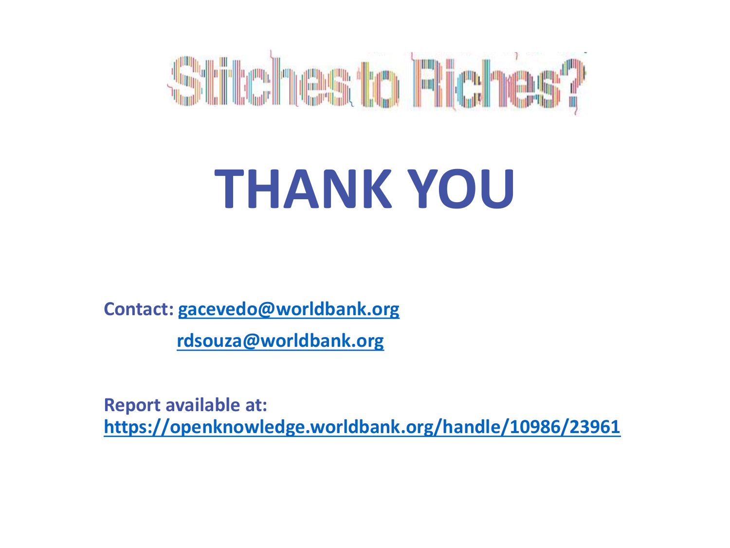# Stitches to Riches?

# THANK YOU

**Contact: gacevedo@worldbank.org**

**rdsouza@worldbank.org**

**Report available at:**
**https://openknowledge.worldbank.org/handle/10986/23961**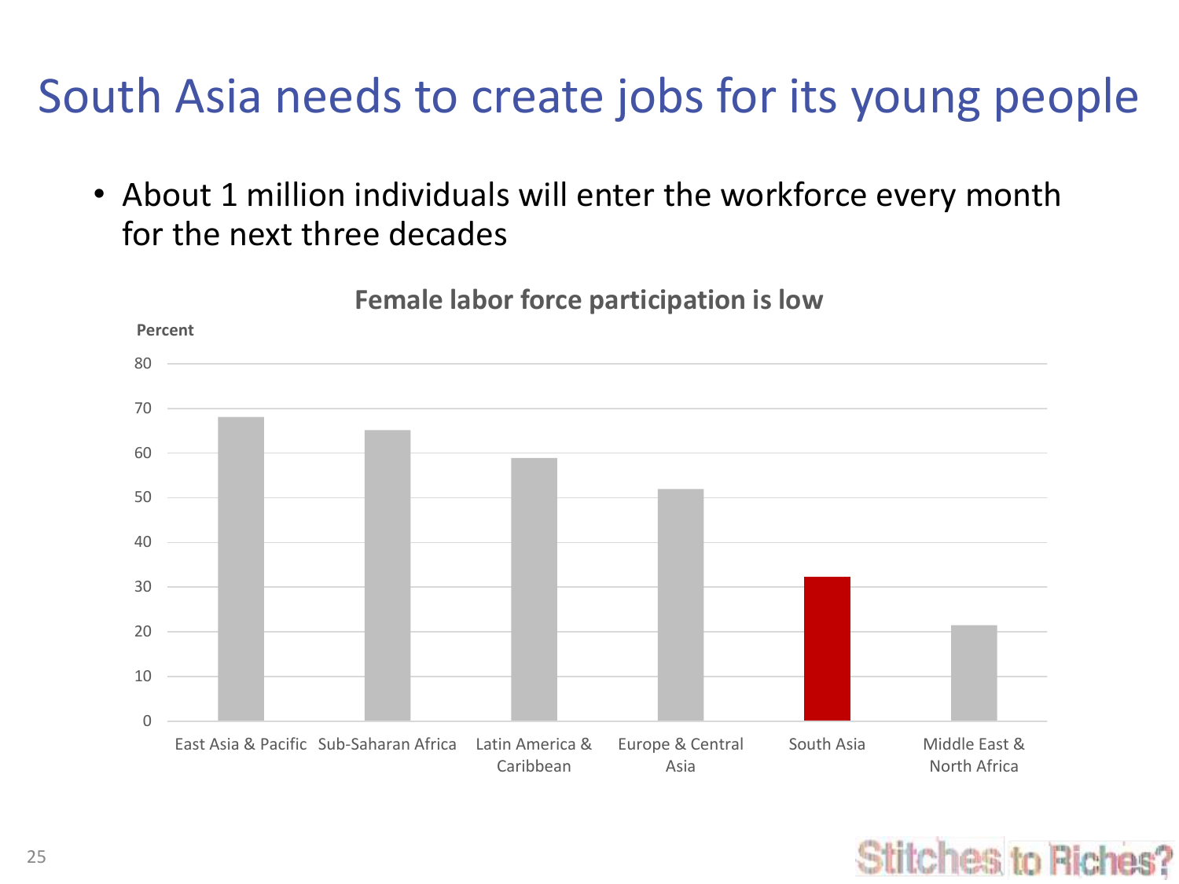# South Asia needs to create jobs for its young people

- About 1 million individuals will enter the workforce every month for the next three decades

**Female labor force participation is low**

Percent

| Region | Percent |
|---|---|
| East Asia & Pacific | 68 |
| Sub-Saharan Africa | 65 |
| Latin America & Caribbean | 59 |
| Europe & Central Asia | 52 |
| South Asia | 32 |
| Middle East & North Africa | 21 |

Stitches to Riches?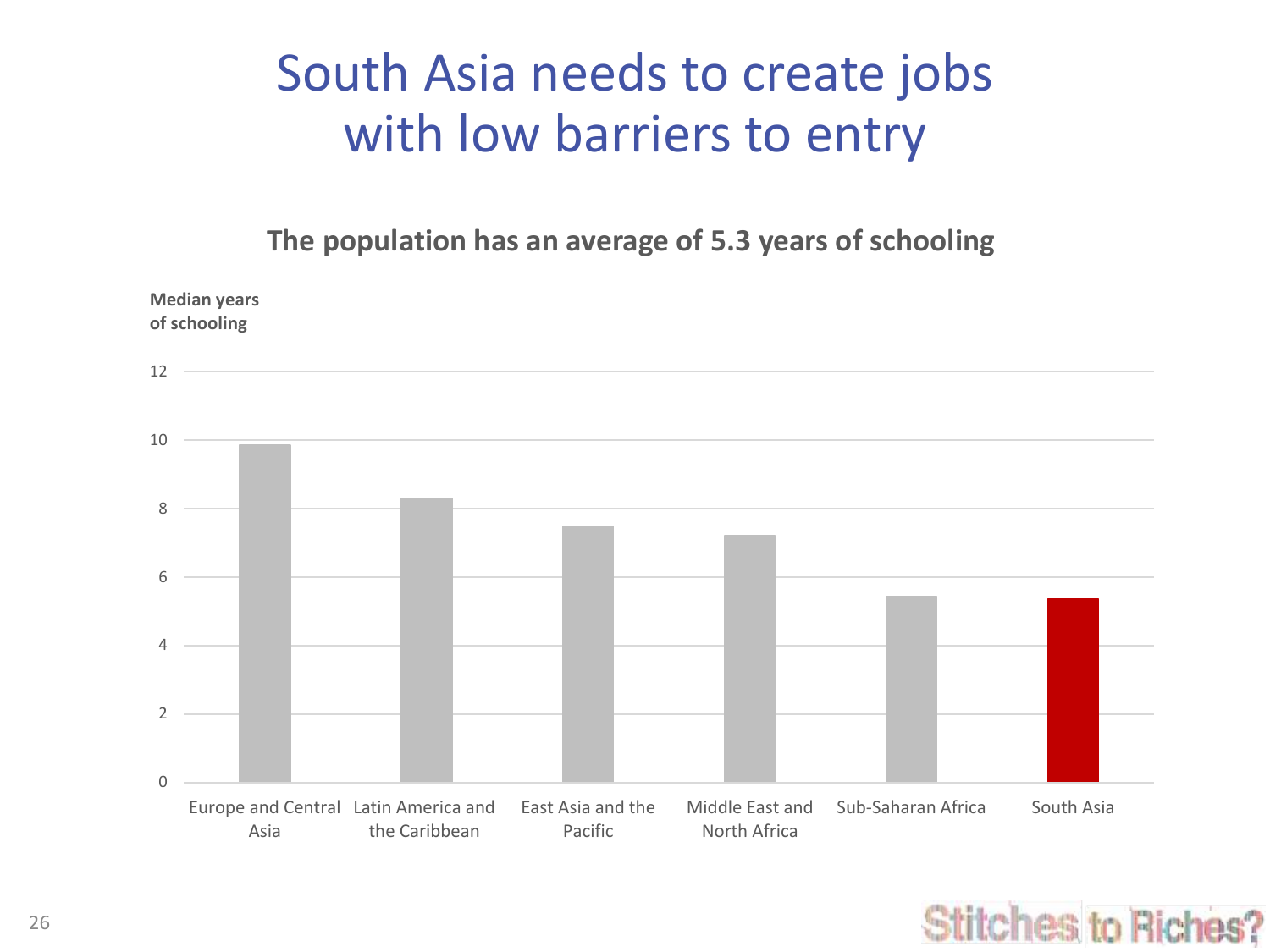# South Asia needs to create jobs with low barriers to entry

**The population has an average of 5.3 years of schooling**

**Median years of schooling**

12

10

8

6

4

2

0

Europe and Central Asia

Latin America and the Caribbean

East Asia and the Pacific

Middle East and North Africa

Sub-Saharan Africa

South Asia

Stitches to Riches?